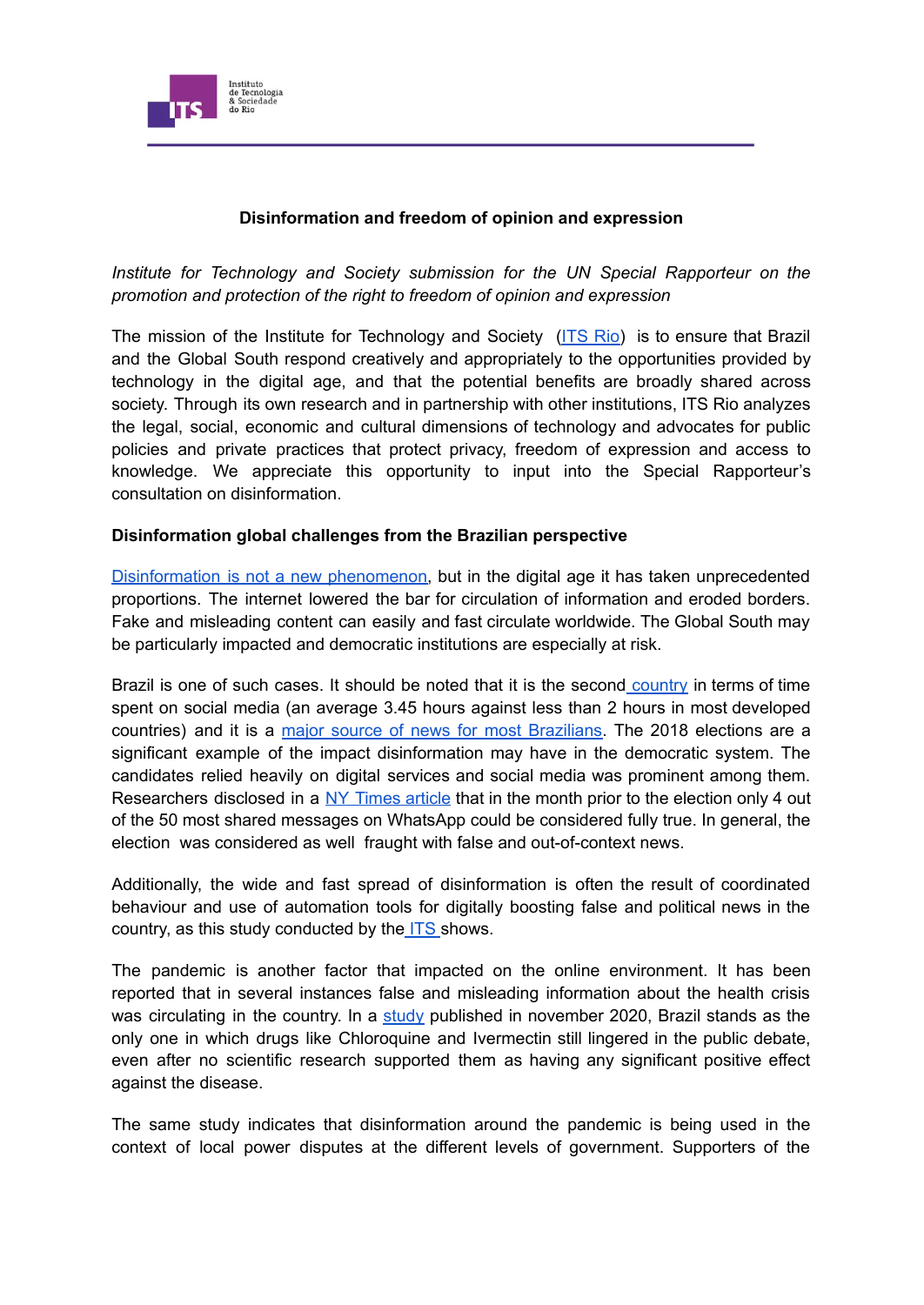**Disinformation and freedom of opinion and expression**

*Institute for Technology and Society submission for the UN Special Rapporteur on the promotion and protection of the right to freedom of opinion and expression*

The mission of the Institute for Technology and Society (ITS Rio) is to ensure that Brazil and the Global South respond creatively and appropriately to the opportunities provided by technology in the digital age, and that the potential benefits are broadly shared across society. Through its own research and in partnership with other institutions, ITS Rio analyzes the legal, social, economic and cultural dimensions of technology and advocates for public policies and private practices that protect privacy, freedom of expression and access to knowledge. We appreciate this opportunity to input into the Special Rapporteur's consultation on disinformation.

**Disinformation global challenges from the Brazilian perspective**

Disinformation is not a new phenomenon, but in the digital age it has taken unprecedented proportions. The internet lowered the bar for circulation of information and eroded borders. Fake and misleading content can easily and fast circulate worldwide. The Global South may be particularly impacted and democratic institutions are especially at risk.

Brazil is one of such cases. It should be noted that it is the second country in terms of time spent on social media (an average 3.45 hours against less than 2 hours in most developed countries) and it is a major source of news for most Brazilians. The 2018 elections are a significant example of the impact disinformation may have in the democratic system. The candidates relied heavily on digital services and social media was prominent among them. Researchers disclosed in a NY Times article that in the month prior to the election only 4 out of the 50 most shared messages on WhatsApp could be considered fully true. In general, the election was considered as well fraught with false and out-of-context news.

Additionally, the wide and fast spread of disinformation is often the result of coordinated behaviour and use of automation tools for digitally boosting false and political news in the country, as this study conducted by the ITS shows.

The pandemic is another factor that impacted on the online environment. It has been reported that in several instances false and misleading information about the health crisis was circulating in the country. In a study published in november 2020, Brazil stands as the only one in which drugs like Chloroquine and Ivermectin still lingered in the public debate, even after no scientific research supported them as having any significant positive effect against the disease.

The same study indicates that disinformation around the pandemic is being used in the context of local power disputes at the different levels of government. Supporters of the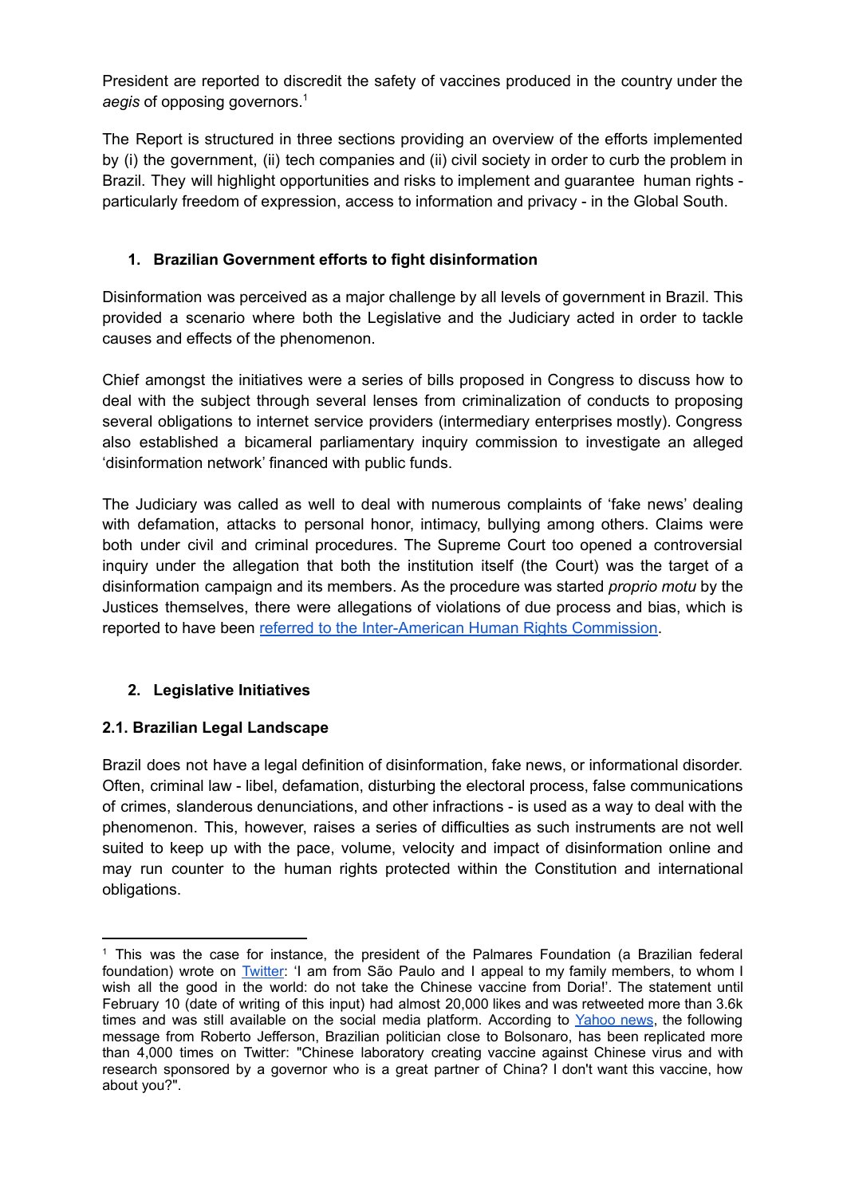President are reported to discredit the safety of vaccines produced in the country under the *aegis* of opposing governors.[1]

The Report is structured in three sections providing an overview of the efforts implemented by (i) the government, (ii) tech companies and (ii) civil society in order to curb the problem in Brazil. They will highlight opportunities and risks to implement and guarantee human rights - particularly freedom of expression, access to information and privacy - in the Global South.

## 1. Brazilian Government efforts to fight disinformation

Disinformation was perceived as a major challenge by all levels of government in Brazil. This provided a scenario where both the Legislative and the Judiciary acted in order to tackle causes and effects of the phenomenon.

Chief amongst the initiatives were a series of bills proposed in Congress to discuss how to deal with the subject through several lenses from criminalization of conducts to proposing several obligations to internet service providers (intermediary enterprises mostly). Congress also established a bicameral parliamentary inquiry commission to investigate an alleged 'disinformation network' financed with public funds.

The Judiciary was called as well to deal with numerous complaints of 'fake news' dealing with defamation, attacks to personal honor, intimacy, bullying among others. Claims were both under civil and criminal procedures. The Supreme Court too opened a controversial inquiry under the allegation that both the institution itself (the Court) was the target of a disinformation campaign and its members. As the procedure was started *proprio motu* by the Justices themselves, there were allegations of violations of due process and bias, which is reported to have been [referred to the Inter-American Human Rights Commission]().

## 2. Legislative Initiatives

### 2.1. Brazilian Legal Landscape

Brazil does not have a legal definition of disinformation, fake news, or informational disorder. Often, criminal law - libel, defamation, disturbing the electoral process, false communications of crimes, slanderous denunciations, and other infractions - is used as a way to deal with the phenomenon. This, however, raises a series of difficulties as such instruments are not well suited to keep up with the pace, volume, velocity and impact of disinformation online and may run counter to the human rights protected within the Constitution and international obligations.

---

[1] This was the case for instance, the president of the Palmares Foundation (a Brazilian federal foundation) wrote on [Twitter](): 'I am from São Paulo and I appeal to my family members, to whom I wish all the good in the world: do not take the Chinese vaccine from Doria!'. The statement until February 10 (date of writing of this input) had almost 20,000 likes and was retweeted more than 3.6k times and was still available on the social media platform. According to [Yahoo news](), the following message from Roberto Jefferson, Brazilian politician close to Bolsonaro, has been replicated more than 4,000 times on Twitter: "Chinese laboratory creating vaccine against Chinese virus and with research sponsored by a governor who is a great partner of China? I don't want this vaccine, how about you?".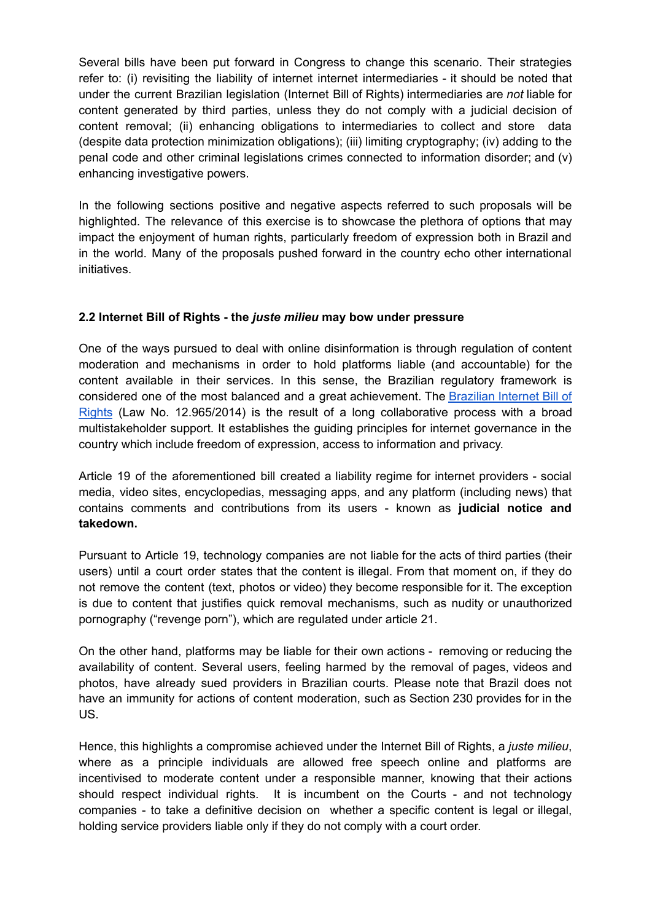Several bills have been put forward in Congress to change this scenario. Their strategies refer to: (i) revisiting the liability of internet internet intermediaries - it should be noted that under the current Brazilian legislation (Internet Bill of Rights) intermediaries are *not* liable for content generated by third parties, unless they do not comply with a judicial decision of content removal; (ii) enhancing obligations to intermediaries to collect and store data (despite data protection minimization obligations); (iii) limiting cryptography; (iv) adding to the penal code and other criminal legislations crimes connected to information disorder; and (v) enhancing investigative powers.

In the following sections positive and negative aspects referred to such proposals will be highlighted. The relevance of this exercise is to showcase the plethora of options that may impact the enjoyment of human rights, particularly freedom of expression both in Brazil and in the world. Many of the proposals pushed forward in the country echo other international initiatives.

### 2.2 Internet Bill of Rights - the *juste milieu* may bow under pressure

One of the ways pursued to deal with online disinformation is through regulation of content moderation and mechanisms in order to hold platforms liable (and accountable) for the content available in their services. In this sense, the Brazilian regulatory framework is considered one of the most balanced and a great achievement. The Brazilian Internet Bill of Rights (Law No. 12.965/2014) is the result of a long collaborative process with a broad multistakeholder support. It establishes the guiding principles for internet governance in the country which include freedom of expression, access to information and privacy.

Article 19 of the aforementioned bill created a liability regime for internet providers - social media, video sites, encyclopedias, messaging apps, and any platform (including news) that contains comments and contributions from its users - known as **judicial notice and takedown.**

Pursuant to Article 19, technology companies are not liable for the acts of third parties (their users) until a court order states that the content is illegal. From that moment on, if they do not remove the content (text, photos or video) they become responsible for it. The exception is due to content that justifies quick removal mechanisms, such as nudity or unauthorized pornography ("revenge porn"), which are regulated under article 21.

On the other hand, platforms may be liable for their own actions - removing or reducing the availability of content. Several users, feeling harmed by the removal of pages, videos and photos, have already sued providers in Brazilian courts. Please note that Brazil does not have an immunity for actions of content moderation, such as Section 230 provides for in the US.

Hence, this highlights a compromise achieved under the Internet Bill of Rights, a *juste milieu*, where as a principle individuals are allowed free speech online and platforms are incentivised to moderate content under a responsible manner, knowing that their actions should respect individual rights. It is incumbent on the Courts - and not technology companies - to take a definitive decision on whether a specific content is legal or illegal, holding service providers liable only if they do not comply with a court order.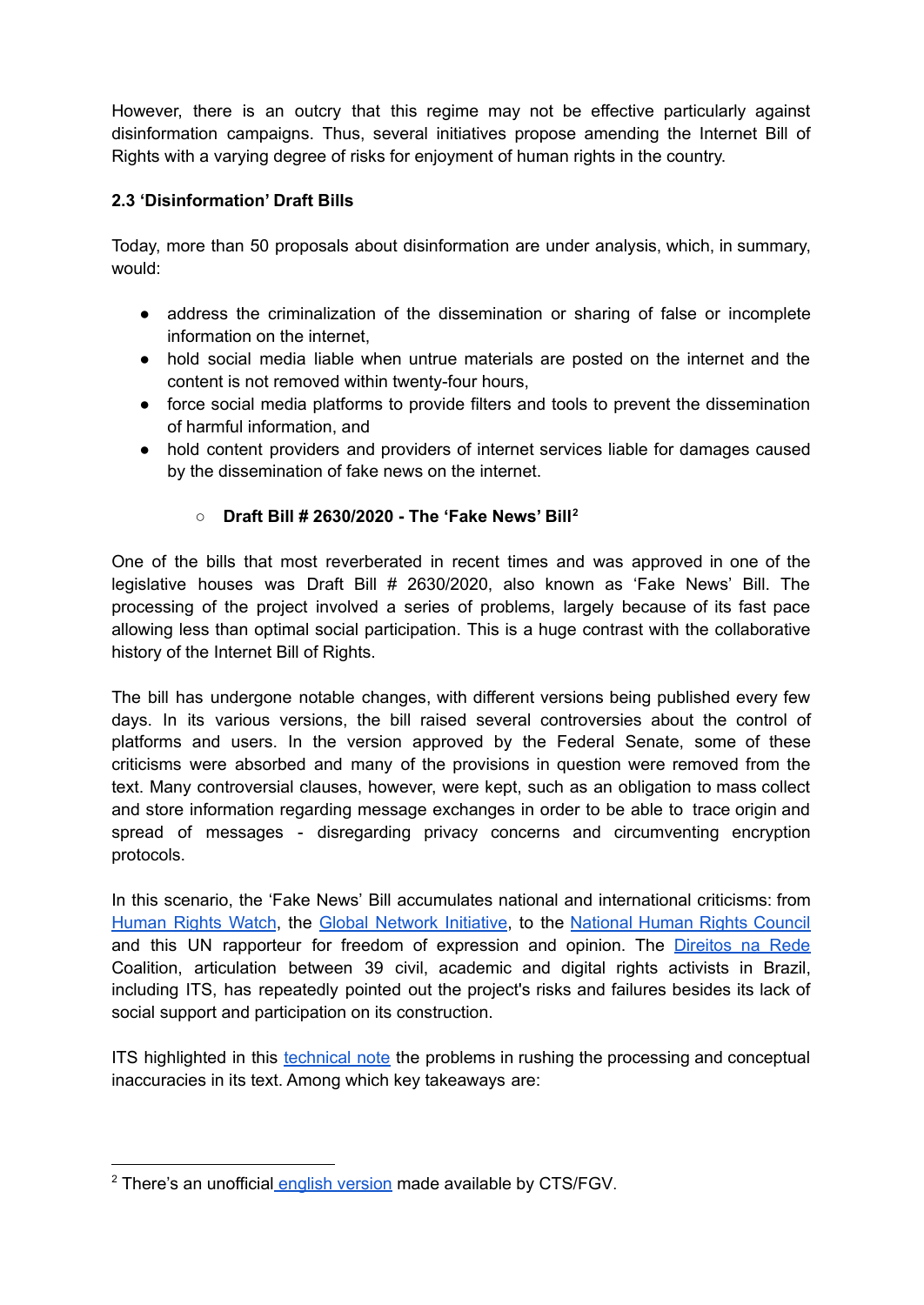However, there is an outcry that this regime may not be effective particularly against disinformation campaigns. Thus, several initiatives propose amending the Internet Bill of Rights with a varying degree of risks for enjoyment of human rights in the country.

### 2.3 'Disinformation' Draft Bills

Today, more than 50 proposals about disinformation are under analysis, which, in summary, would:

- address the criminalization of the dissemination or sharing of false or incomplete information on the internet,
- hold social media liable when untrue materials are posted on the internet and the content is not removed within twenty-four hours,
- force social media platforms to provide filters and tools to prevent the dissemination of harmful information, and
- hold content providers and providers of internet services liable for damages caused by the dissemination of fake news on the internet.

    - **Draft Bill # 2630/2020 - The 'Fake News' Bill**[2]

One of the bills that most reverberated in recent times and was approved in one of the legislative houses was Draft Bill # 2630/2020, also known as 'Fake News' Bill. The processing of the project involved a series of problems, largely because of its fast pace allowing less than optimal social participation. This is a huge contrast with the collaborative history of the Internet Bill of Rights.

The bill has undergone notable changes, with different versions being published every few days. In its various versions, the bill raised several controversies about the control of platforms and users. In the version approved by the Federal Senate, some of these criticisms were absorbed and many of the provisions in question were removed from the text. Many controversial clauses, however, were kept, such as an obligation to mass collect and store information regarding message exchanges in order to be able to trace origin and spread of messages - disregarding privacy concerns and circumventing encryption protocols.

In this scenario, the 'Fake News' Bill accumulates national and international criticisms: from Human Rights Watch, the Global Network Initiative, to the National Human Rights Council and this UN rapporteur for freedom of expression and opinion. The Direitos na Rede Coalition, articulation between 39 civil, academic and digital rights activists in Brazil, including ITS, has repeatedly pointed out the project's risks and failures besides its lack of social support and participation on its construction.

ITS highlighted in this technical note the problems in rushing the processing and conceptual inaccuracies in its text. Among which key takeaways are:

---

[2] There's an unofficial english version made available by CTS/FGV.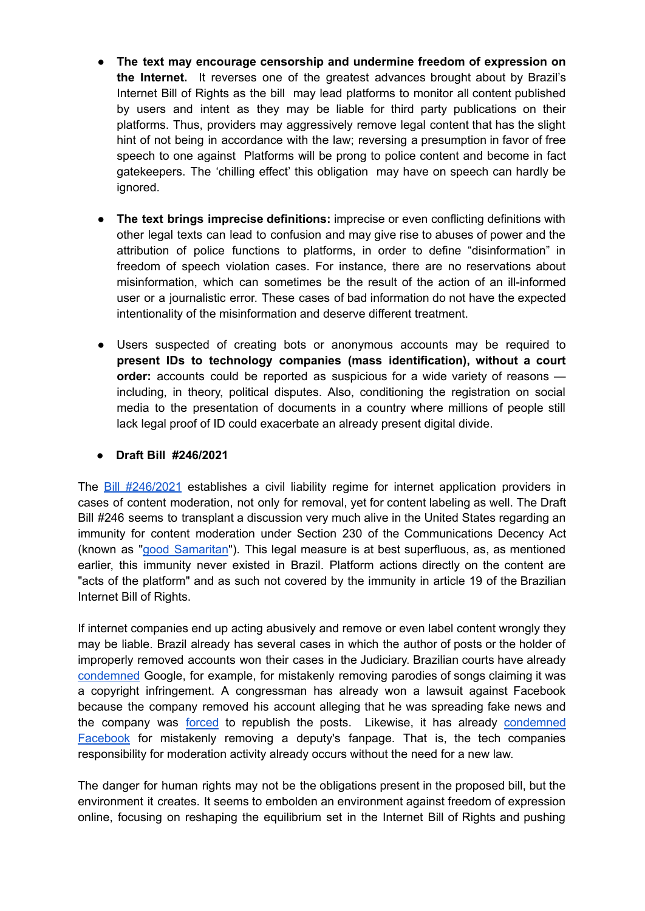- **The text may encourage censorship and undermine freedom of expression on the Internet.** It reverses one of the greatest advances brought about by Brazil's Internet Bill of Rights as the bill may lead platforms to monitor all content published by users and intent as they may be liable for third party publications on their platforms. Thus, providers may aggressively remove legal content that has the slight hint of not being in accordance with the law; reversing a presumption in favor of free speech to one against Platforms will be prong to police content and become in fact gatekeepers. The 'chilling effect' this obligation may have on speech can hardly be ignored.

- **The text brings imprecise definitions:** imprecise or even conflicting definitions with other legal texts can lead to confusion and may give rise to abuses of power and the attribution of police functions to platforms, in order to define "disinformation" in freedom of speech violation cases. For instance, there are no reservations about misinformation, which can sometimes be the result of the action of an ill-informed user or a journalistic error. These cases of bad information do not have the expected intentionality of the misinformation and deserve different treatment.

- Users suspected of creating bots or anonymous accounts may be required to **present IDs to technology companies (mass identification), without a court order:** accounts could be reported as suspicious for a wide variety of reasons — including, in theory, political disputes. Also, conditioning the registration on social media to the presentation of documents in a country where millions of people still lack legal proof of ID could exacerbate an already present digital divide.

- **Draft Bill #246/2021**

The Bill #246/2021 establishes a civil liability regime for internet application providers in cases of content moderation, not only for removal, yet for content labeling as well. The Draft Bill #246 seems to transplant a discussion very much alive in the United States regarding an immunity for content moderation under Section 230 of the Communications Decency Act (known as "good Samaritan"). This legal measure is at best superfluous, as, as mentioned earlier, this immunity never existed in Brazil. Platform actions directly on the content are "acts of the platform" and as such not covered by the immunity in article 19 of the Brazilian Internet Bill of Rights.

If internet companies end up acting abusively and remove or even label content wrongly they may be liable. Brazil already has several cases in which the author of posts or the holder of improperly removed accounts won their cases in the Judiciary. Brazilian courts have already condemned Google, for example, for mistakenly removing parodies of songs claiming it was a copyright infringement. A congressman has already won a lawsuit against Facebook because the company removed his account alleging that he was spreading fake news and the company was forced to republish the posts. Likewise, it has already condemned Facebook for mistakenly removing a deputy's fanpage. That is, the tech companies responsibility for moderation activity already occurs without the need for a new law.

The danger for human rights may not be the obligations present in the proposed bill, but the environment it creates. It seems to embolden an environment against freedom of expression online, focusing on reshaping the equilibrium set in the Internet Bill of Rights and pushing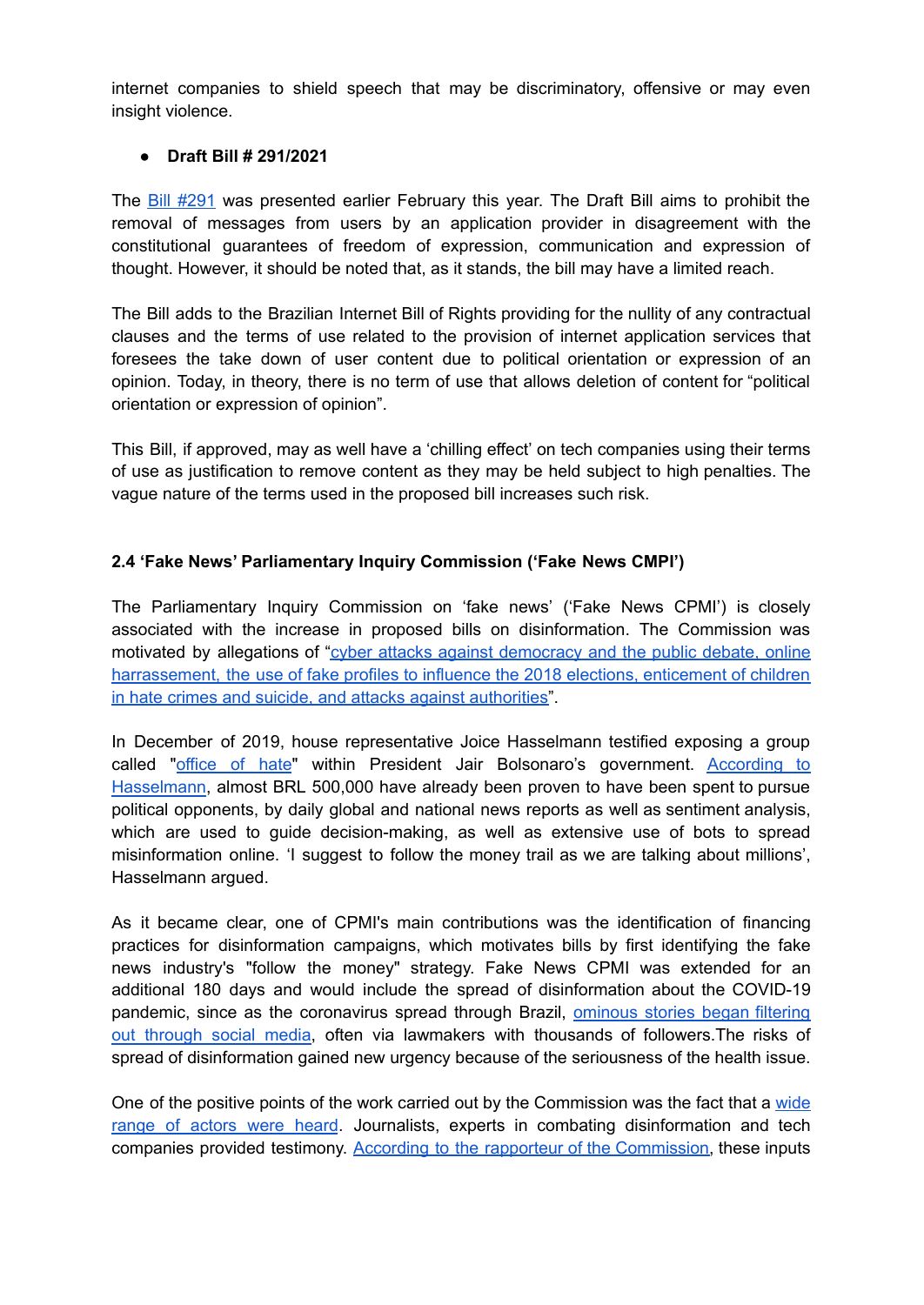internet companies to shield speech that may be discriminatory, offensive or may even insight violence.

- **Draft Bill # 291/2021**

The Bill #291 was presented earlier February this year. The Draft Bill aims to prohibit the removal of messages from users by an application provider in disagreement with the constitutional guarantees of freedom of expression, communication and expression of thought. However, it should be noted that, as it stands, the bill may have a limited reach.

The Bill adds to the Brazilian Internet Bill of Rights providing for the nullity of any contractual clauses and the terms of use related to the provision of internet application services that foresees the take down of user content due to political orientation or expression of an opinion. Today, in theory, there is no term of use that allows deletion of content for "political orientation or expression of opinion".

This Bill, if approved, may as well have a 'chilling effect' on tech companies using their terms of use as justification to remove content as they may be held subject to high penalties. The vague nature of the terms used in the proposed bill increases such risk.

### 2.4 'Fake News' Parliamentary Inquiry Commission ('Fake News CMPI')

The Parliamentary Inquiry Commission on 'fake news' ('Fake News CPMI') is closely associated with the increase in proposed bills on disinformation. The Commission was motivated by allegations of "cyber attacks against democracy and the public debate, online harrassement, the use of fake profiles to influence the 2018 elections, enticement of children in hate crimes and suicide, and attacks against authorities".

In December of 2019, house representative Joice Hasselmann testified exposing a group called "office of hate" within President Jair Bolsonaro's government. According to Hasselmann, almost BRL 500,000 have already been proven to have been spent to pursue political opponents, by daily global and national news reports as well as sentiment analysis, which are used to guide decision-making, as well as extensive use of bots to spread misinformation online. 'I suggest to follow the money trail as we are talking about millions', Hasselmann argued.

As it became clear, one of CPMI's main contributions was the identification of financing practices for disinformation campaigns, which motivates bills by first identifying the fake news industry's "follow the money" strategy. Fake News CPMI was extended for an additional 180 days and would include the spread of disinformation about the COVID-19 pandemic, since as the coronavirus spread through Brazil, ominous stories began filtering out through social media, often via lawmakers with thousands of followers.The risks of spread of disinformation gained new urgency because of the seriousness of the health issue.

One of the positive points of the work carried out by the Commission was the fact that a wide range of actors were heard. Journalists, experts in combating disinformation and tech companies provided testimony. According to the rapporteur of the Commission, these inputs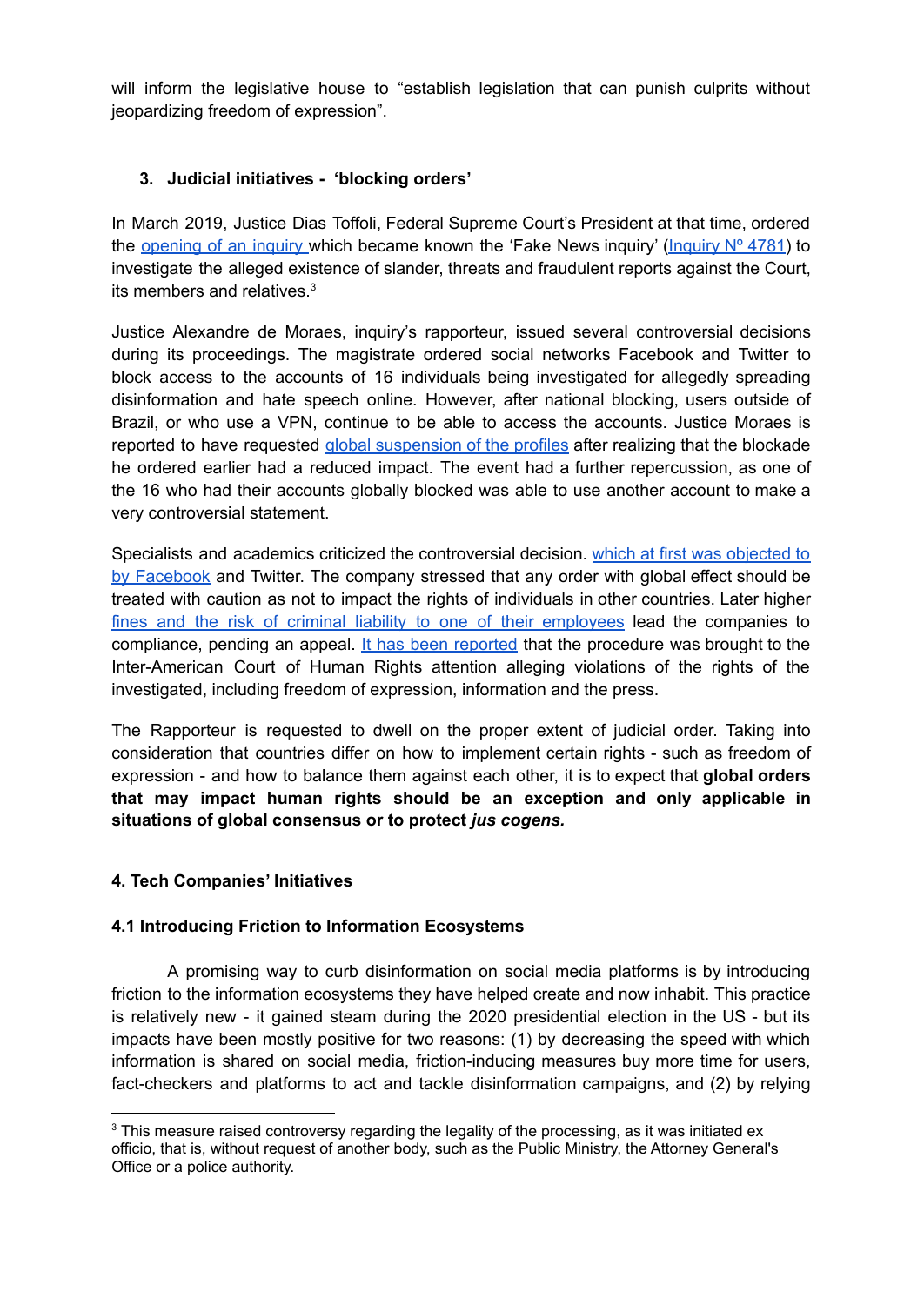will inform the legislative house to "establish legislation that can punish culprits without jeopardizing freedom of expression".

### 3. Judicial initiatives - 'blocking orders'

In March 2019, Justice Dias Toffoli, Federal Supreme Court's President at that time, ordered the opening of an inquiry which became known the 'Fake News inquiry' (Inquiry Nº 4781) to investigate the alleged existence of slander, threats and fraudulent reports against the Court, its members and relatives.[3]

Justice Alexandre de Moraes, inquiry's rapporteur, issued several controversial decisions during its proceedings. The magistrate ordered social networks Facebook and Twitter to block access to the accounts of 16 individuals being investigated for allegedly spreading disinformation and hate speech online. However, after national blocking, users outside of Brazil, or who use a VPN, continue to be able to access the accounts. Justice Moraes is reported to have requested global suspension of the profiles after realizing that the blockade he ordered earlier had a reduced impact. The event had a further repercussion, as one of the 16 who had their accounts globally blocked was able to use another account to make a very controversial statement.

Specialists and academics criticized the controversial decision. which at first was objected to by Facebook and Twitter. The company stressed that any order with global effect should be treated with caution as not to impact the rights of individuals in other countries. Later higher fines and the risk of criminal liability to one of their employees lead the companies to compliance, pending an appeal. It has been reported that the procedure was brought to the Inter-American Court of Human Rights attention alleging violations of the rights of the investigated, including freedom of expression, information and the press.

The Rapporteur is requested to dwell on the proper extent of judicial order. Taking into consideration that countries differ on how to implement certain rights - such as freedom of expression - and how to balance them against each other, it is to expect that **global orders that may impact human rights should be an exception and only applicable in situations of global consensus or to protect *jus cogens.***

### 4. Tech Companies' Initiatives

#### 4.1 Introducing Friction to Information Ecosystems

A promising way to curb disinformation on social media platforms is by introducing friction to the information ecosystems they have helped create and now inhabit. This practice is relatively new - it gained steam during the 2020 presidential election in the US - but its impacts have been mostly positive for two reasons: (1) by decreasing the speed with which information is shared on social media, friction-inducing measures buy more time for users, fact-checkers and platforms to act and tackle disinformation campaigns, and (2) by relying

---

[3] This measure raised controversy regarding the legality of the processing, as it was initiated ex officio, that is, without request of another body, such as the Public Ministry, the Attorney General's Office or a police authority.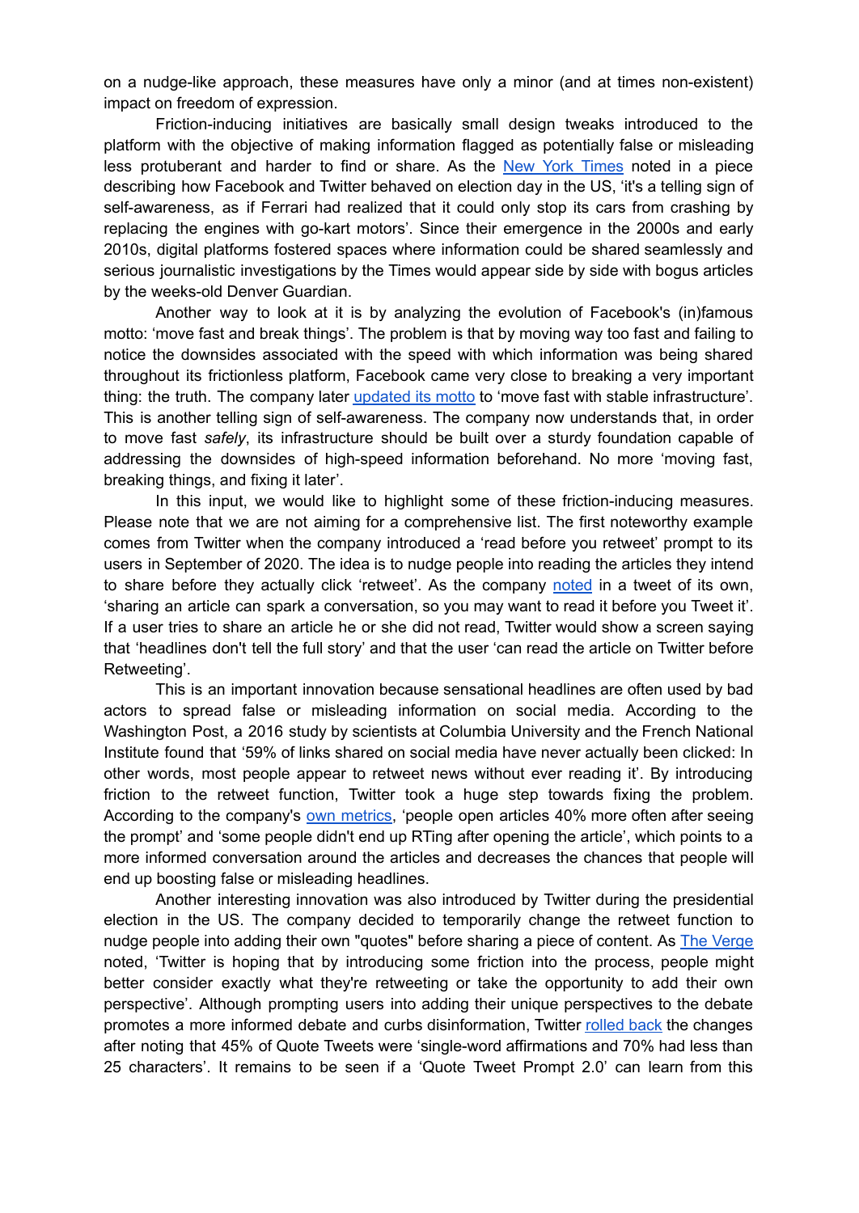on a nudge-like approach, these measures have only a minor (and at times non-existent) impact on freedom of expression.

Friction-inducing initiatives are basically small design tweaks introduced to the platform with the objective of making information flagged as potentially false or misleading less protuberant and harder to find or share. As the [New York Times](#) noted in a piece describing how Facebook and Twitter behaved on election day in the US, 'it's a telling sign of self-awareness, as if Ferrari had realized that it could only stop its cars from crashing by replacing the engines with go-kart motors'. Since their emergence in the 2000s and early 2010s, digital platforms fostered spaces where information could be shared seamlessly and serious journalistic investigations by the Times would appear side by side with bogus articles by the weeks-old Denver Guardian.

Another way to look at it is by analyzing the evolution of Facebook's (in)famous motto: 'move fast and break things'. The problem is that by moving way too fast and failing to notice the downsides associated with the speed with which information was being shared throughout its frictionless platform, Facebook came very close to breaking a very important thing: the truth. The company later [updated its motto](#) to 'move fast with stable infrastructure'. This is another telling sign of self-awareness. The company now understands that, in order to move fast *safely*, its infrastructure should be built over a sturdy foundation capable of addressing the downsides of high-speed information beforehand. No more 'moving fast, breaking things, and fixing it later'.

In this input, we would like to highlight some of these friction-inducing measures. Please note that we are not aiming for a comprehensive list. The first noteworthy example comes from Twitter when the company introduced a 'read before you retweet' prompt to its users in September of 2020. The idea is to nudge people into reading the articles they intend to share before they actually click 'retweet'. As the company [noted](#) in a tweet of its own, 'sharing an article can spark a conversation, so you may want to read it before you Tweet it'. If a user tries to share an article he or she did not read, Twitter would show a screen saying that 'headlines don't tell the full story' and that the user 'can read the article on Twitter before Retweeting'.

This is an important innovation because sensational headlines are often used by bad actors to spread false or misleading information on social media. According to the Washington Post, a 2016 study by scientists at Columbia University and the French National Institute found that '59% of links shared on social media have never actually been clicked: In other words, most people appear to retweet news without ever reading it'. By introducing friction to the retweet function, Twitter took a huge step towards fixing the problem. According to the company's [own metrics](#), 'people open articles 40% more often after seeing the prompt' and 'some people didn't end up RTing after opening the article', which points to a more informed conversation around the articles and decreases the chances that people will end up boosting false or misleading headlines.

Another interesting innovation was also introduced by Twitter during the presidential election in the US. The company decided to temporarily change the retweet function to nudge people into adding their own "quotes" before sharing a piece of content. As [The Verge](#) noted, 'Twitter is hoping that by introducing some friction into the process, people might better consider exactly what they're retweeting or take the opportunity to add their own perspective'. Although prompting users into adding their unique perspectives to the debate promotes a more informed debate and curbs disinformation, Twitter [rolled back](#) the changes after noting that 45% of Quote Tweets were 'single-word affirmations and 70% had less than 25 characters'. It remains to be seen if a 'Quote Tweet Prompt 2.0' can learn from this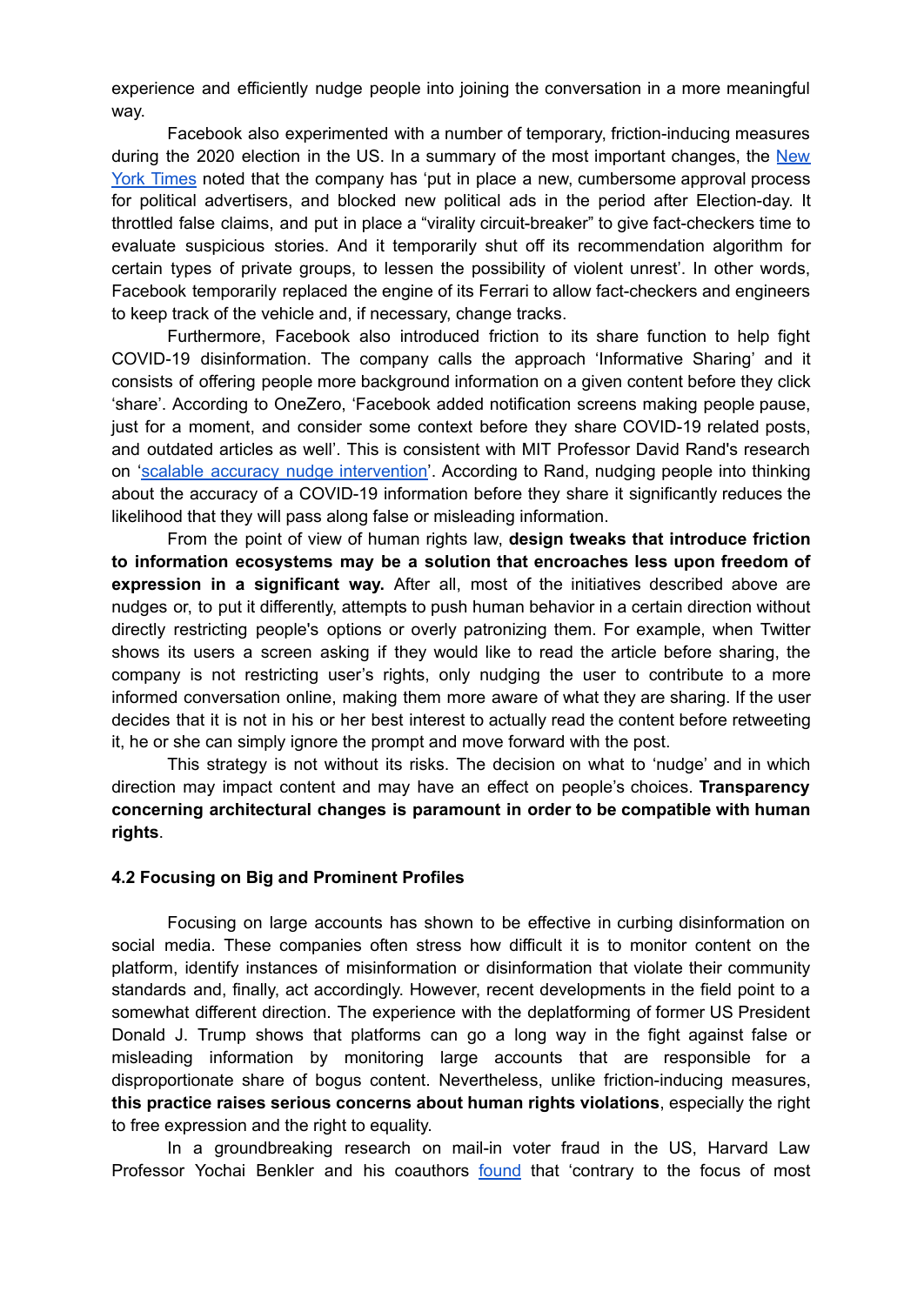experience and efficiently nudge people into joining the conversation in a more meaningful way.

Facebook also experimented with a number of temporary, friction-inducing measures during the 2020 election in the US. In a summary of the most important changes, the New York Times noted that the company has 'put in place a new, cumbersome approval process for political advertisers, and blocked new political ads in the period after Election-day. It throttled false claims, and put in place a "virality circuit-breaker" to give fact-checkers time to evaluate suspicious stories. And it temporarily shut off its recommendation algorithm for certain types of private groups, to lessen the possibility of violent unrest'. In other words, Facebook temporarily replaced the engine of its Ferrari to allow fact-checkers and engineers to keep track of the vehicle and, if necessary, change tracks.

Furthermore, Facebook also introduced friction to its share function to help fight COVID-19 disinformation. The company calls the approach 'Informative Sharing' and it consists of offering people more background information on a given content before they click 'share'. According to OneZero, 'Facebook added notification screens making people pause, just for a moment, and consider some context before they share COVID-19 related posts, and outdated articles as well'. This is consistent with MIT Professor David Rand's research on 'scalable accuracy nudge intervention'. According to Rand, nudging people into thinking about the accuracy of a COVID-19 information before they share it significantly reduces the likelihood that they will pass along false or misleading information.

From the point of view of human rights law, **design tweaks that introduce friction to information ecosystems may be a solution that encroaches less upon freedom of expression in a significant way.** After all, most of the initiatives described above are nudges or, to put it differently, attempts to push human behavior in a certain direction without directly restricting people's options or overly patronizing them. For example, when Twitter shows its users a screen asking if they would like to read the article before sharing, the company is not restricting user's rights, only nudging the user to contribute to a more informed conversation online, making them more aware of what they are sharing. If the user decides that it is not in his or her best interest to actually read the content before retweeting it, he or she can simply ignore the prompt and move forward with the post.

This strategy is not without its risks. The decision on what to 'nudge' and in which direction may impact content and may have an effect on people's choices. **Transparency concerning architectural changes is paramount in order to be compatible with human rights**.

### 4.2 Focusing on Big and Prominent Profiles

Focusing on large accounts has shown to be effective in curbing disinformation on social media. These companies often stress how difficult it is to monitor content on the platform, identify instances of misinformation or disinformation that violate their community standards and, finally, act accordingly. However, recent developments in the field point to a somewhat different direction. The experience with the deplatforming of former US President Donald J. Trump shows that platforms can go a long way in the fight against false or misleading information by monitoring large accounts that are responsible for a disproportionate share of bogus content. Nevertheless, unlike friction-inducing measures, **this practice raises serious concerns about human rights violations**, especially the right to free expression and the right to equality.

In a groundbreaking research on mail-in voter fraud in the US, Harvard Law Professor Yochai Benkler and his coauthors found that 'contrary to the focus of most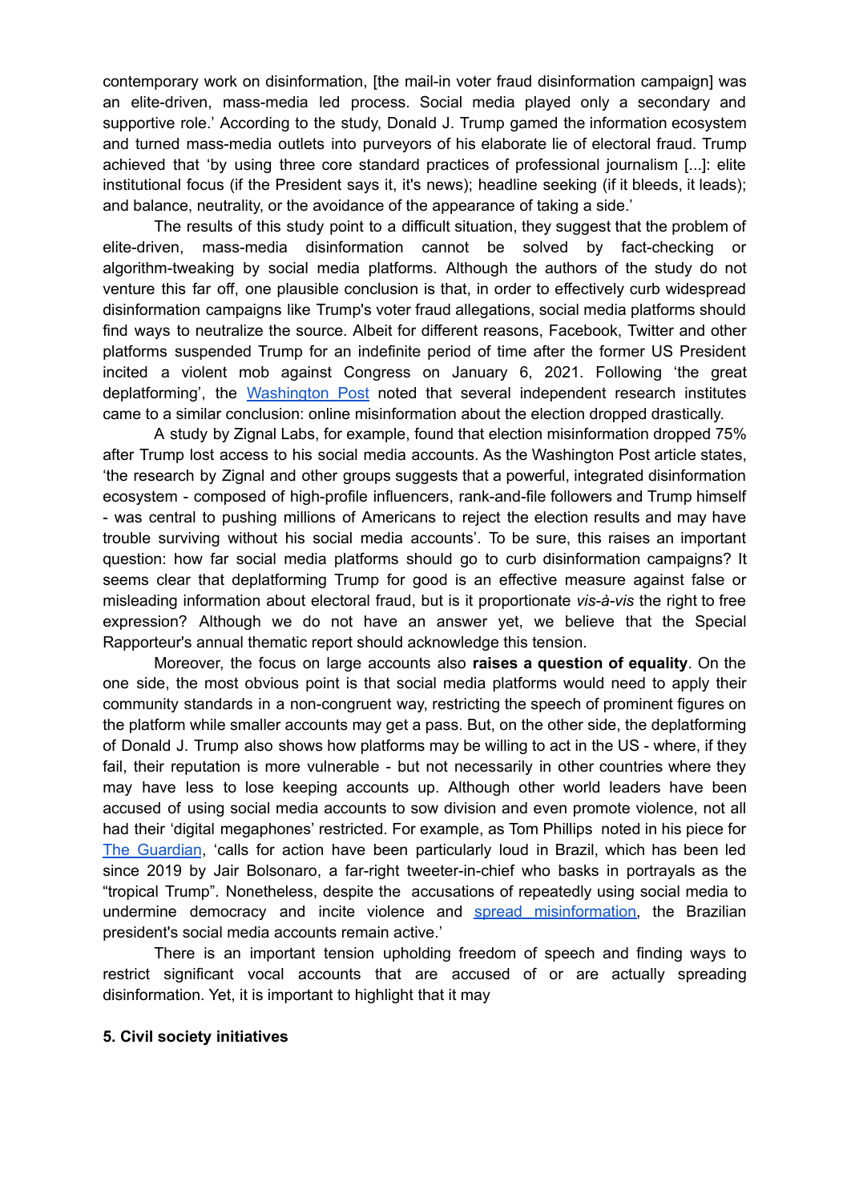contemporary work on disinformation, [the mail-in voter fraud disinformation campaign] was an elite-driven, mass-media led process. Social media played only a secondary and supportive role.' According to the study, Donald J. Trump gamed the information ecosystem and turned mass-media outlets into purveyors of his elaborate lie of electoral fraud. Trump achieved that 'by using three core standard practices of professional journalism [...]: elite institutional focus (if the President says it, it's news); headline seeking (if it bleeds, it leads); and balance, neutrality, or the avoidance of the appearance of taking a side.'

The results of this study point to a difficult situation, they suggest that the problem of elite-driven, mass-media disinformation cannot be solved by fact-checking or algorithm-tweaking by social media platforms. Although the authors of the study do not venture this far off, one plausible conclusion is that, in order to effectively curb widespread disinformation campaigns like Trump's voter fraud allegations, social media platforms should find ways to neutralize the source. Albeit for different reasons, Facebook, Twitter and other platforms suspended Trump for an indefinite period of time after the former US President incited a violent mob against Congress on January 6, 2021. Following 'the great deplatforming', the [Washington Post](#) noted that several independent research institutes came to a similar conclusion: online misinformation about the election dropped drastically.

A study by Zignal Labs, for example, found that election misinformation dropped 75% after Trump lost access to his social media accounts. As the Washington Post article states, 'the research by Zignal and other groups suggests that a powerful, integrated disinformation ecosystem - composed of high-profile influencers, rank-and-file followers and Trump himself - was central to pushing millions of Americans to reject the election results and may have trouble surviving without his social media accounts'. To be sure, this raises an important question: how far social media platforms should go to curb disinformation campaigns? It seems clear that deplatforming Trump for good is an effective measure against false or misleading information about electoral fraud, but is it proportionate *vis-à-vis* the right to free expression? Although we do not have an answer yet, we believe that the Special Rapporteur's annual thematic report should acknowledge this tension.

Moreover, the focus on large accounts also **raises a question of equality**. On the one side, the most obvious point is that social media platforms would need to apply their community standards in a non-congruent way, restricting the speech of prominent figures on the platform while smaller accounts may get a pass. But, on the other side, the deplatforming of Donald J. Trump also shows how platforms may be willing to act in the US - where, if they fail, their reputation is more vulnerable - but not necessarily in other countries where they may have less to lose keeping accounts up. Although other world leaders have been accused of using social media accounts to sow division and even promote violence, not all had their 'digital megaphones' restricted. For example, as Tom Phillips noted in his piece for [The Guardian](#), 'calls for action have been particularly loud in Brazil, which has been led since 2019 by Jair Bolsonaro, a far-right tweeter-in-chief who basks in portrayals as the "tropical Trump". Nonetheless, despite the accusations of repeatedly using social media to undermine democracy and incite violence and [spread misinformation](#), the Brazilian president's social media accounts remain active.'

There is an important tension upholding freedom of speech and finding ways to restrict significant vocal accounts that are accused of or are actually spreading disinformation. Yet, it is important to highlight that it may

**5. Civil society initiatives**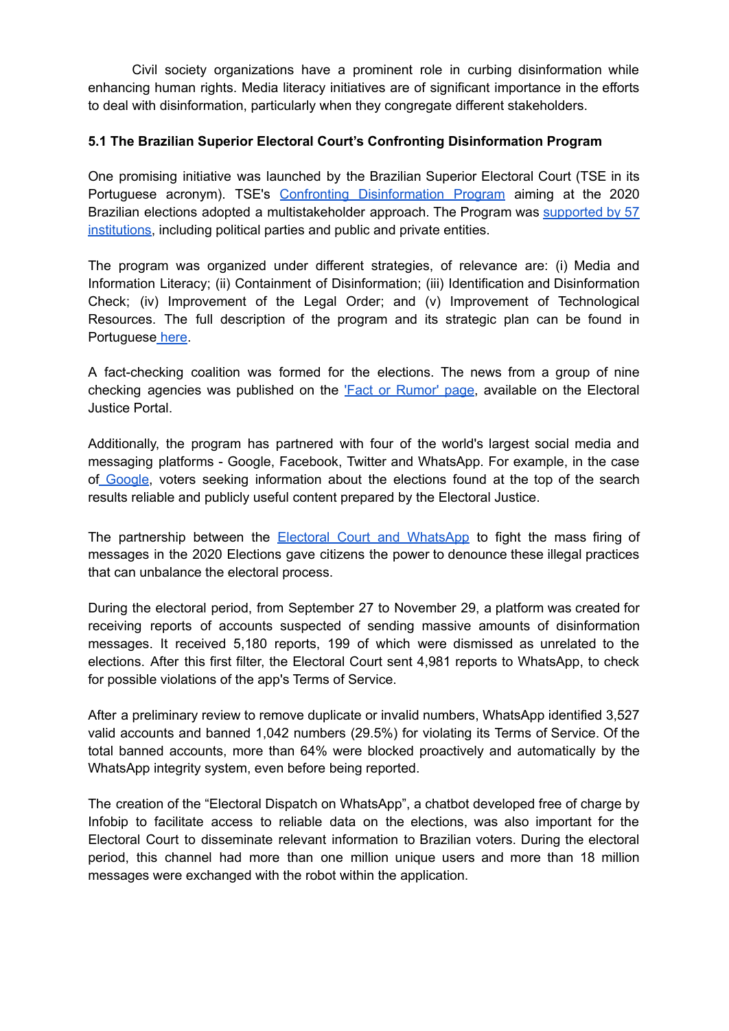Civil society organizations have a prominent role in curbing disinformation while enhancing human rights. Media literacy initiatives are of significant importance in the efforts to deal with disinformation, particularly when they congregate different stakeholders.

### 5.1 The Brazilian Superior Electoral Court's Confronting Disinformation Program

One promising initiative was launched by the Brazilian Superior Electoral Court (TSE in its Portuguese acronym). TSE's Confronting Disinformation Program aiming at the 2020 Brazilian elections adopted a multistakeholder approach. The Program was supported by 57 institutions, including political parties and public and private entities.

The program was organized under different strategies, of relevance are: (i) Media and Information Literacy; (ii) Containment of Disinformation; (iii) Identification and Disinformation Check; (iv) Improvement of the Legal Order; and (v) Improvement of Technological Resources. The full description of the program and its strategic plan can be found in Portuguese here.

A fact-checking coalition was formed for the elections. The news from a group of nine checking agencies was published on the 'Fact or Rumor' page, available on the Electoral Justice Portal.

Additionally, the program has partnered with four of the world's largest social media and messaging platforms - Google, Facebook, Twitter and WhatsApp. For example, in the case of Google, voters seeking information about the elections found at the top of the search results reliable and publicly useful content prepared by the Electoral Justice.

The partnership between the Electoral Court and WhatsApp to fight the mass firing of messages in the 2020 Elections gave citizens the power to denounce these illegal practices that can unbalance the electoral process.

During the electoral period, from September 27 to November 29, a platform was created for receiving reports of accounts suspected of sending massive amounts of disinformation messages. It received 5,180 reports, 199 of which were dismissed as unrelated to the elections. After this first filter, the Electoral Court sent 4,981 reports to WhatsApp, to check for possible violations of the app's Terms of Service.

After a preliminary review to remove duplicate or invalid numbers, WhatsApp identified 3,527 valid accounts and banned 1,042 numbers (29.5%) for violating its Terms of Service. Of the total banned accounts, more than 64% were blocked proactively and automatically by the WhatsApp integrity system, even before being reported.

The creation of the "Electoral Dispatch on WhatsApp", a chatbot developed free of charge by Infobip to facilitate access to reliable data on the elections, was also important for the Electoral Court to disseminate relevant information to Brazilian voters. During the electoral period, this channel had more than one million unique users and more than 18 million messages were exchanged with the robot within the application.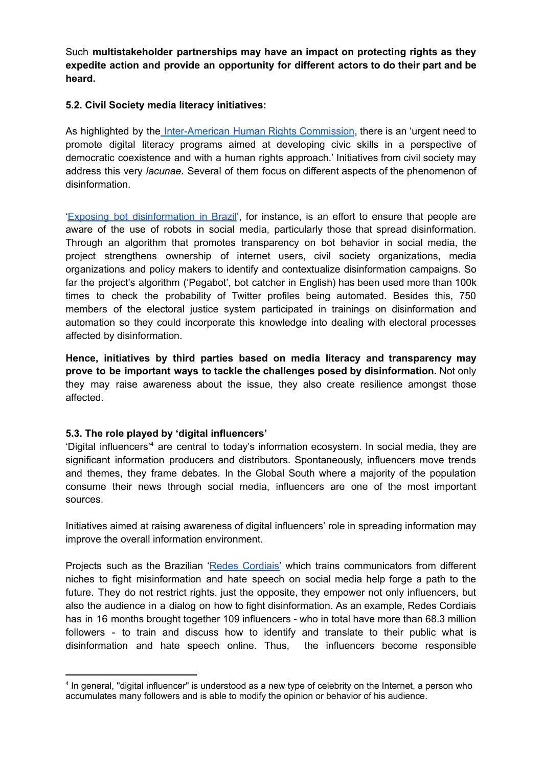Such **multistakeholder partnerships may have an impact on protecting rights as they expedite action and provide an opportunity for different actors to do their part and be heard.**

**5.2. Civil Society media literacy initiatives:**

As highlighted by the Inter-American Human Rights Commission, there is an 'urgent need to promote digital literacy programs aimed at developing civic skills in a perspective of democratic coexistence and with a human rights approach.' Initiatives from civil society may address this very *lacunae*. Several of them focus on different aspects of the phenomenon of disinformation.

'Exposing bot disinformation in Brazil', for instance, is an effort to ensure that people are aware of the use of robots in social media, particularly those that spread disinformation. Through an algorithm that promotes transparency on bot behavior in social media, the project strengthens ownership of internet users, civil society organizations, media organizations and policy makers to identify and contextualize disinformation campaigns. So far the project's algorithm ('Pegabot', bot catcher in English) has been used more than 100k times to check the probability of Twitter profiles being automated. Besides this, 750 members of the electoral justice system participated in trainings on disinformation and automation so they could incorporate this knowledge into dealing with electoral processes affected by disinformation.

**Hence, initiatives by third parties based on media literacy and transparency may prove to be important ways to tackle the challenges posed by disinformation.** Not only they may raise awareness about the issue, they also create resilience amongst those affected.

**5.3. The role played by 'digital influencers'**

'Digital influencers'[4] are central to today's information ecosystem. In social media, they are significant information producers and distributors. Spontaneously, influencers move trends and themes, they frame debates. In the Global South where a majority of the population consume their news through social media, influencers are one of the most important sources.

Initiatives aimed at raising awareness of digital influencers' role in spreading information may improve the overall information environment.

Projects such as the Brazilian 'Redes Cordiais' which trains communicators from different niches to fight misinformation and hate speech on social media help forge a path to the future. They do not restrict rights, just the opposite, they empower not only influencers, but also the audience in a dialog on how to fight disinformation. As an example, Redes Cordiais has in 16 months brought together 109 influencers - who in total have more than 68.3 million followers - to train and discuss how to identify and translate to their public what is disinformation and hate speech online. Thus, the influencers become responsible

[4] In general, "digital influencer" is understood as a new type of celebrity on the Internet, a person who accumulates many followers and is able to modify the opinion or behavior of his audience.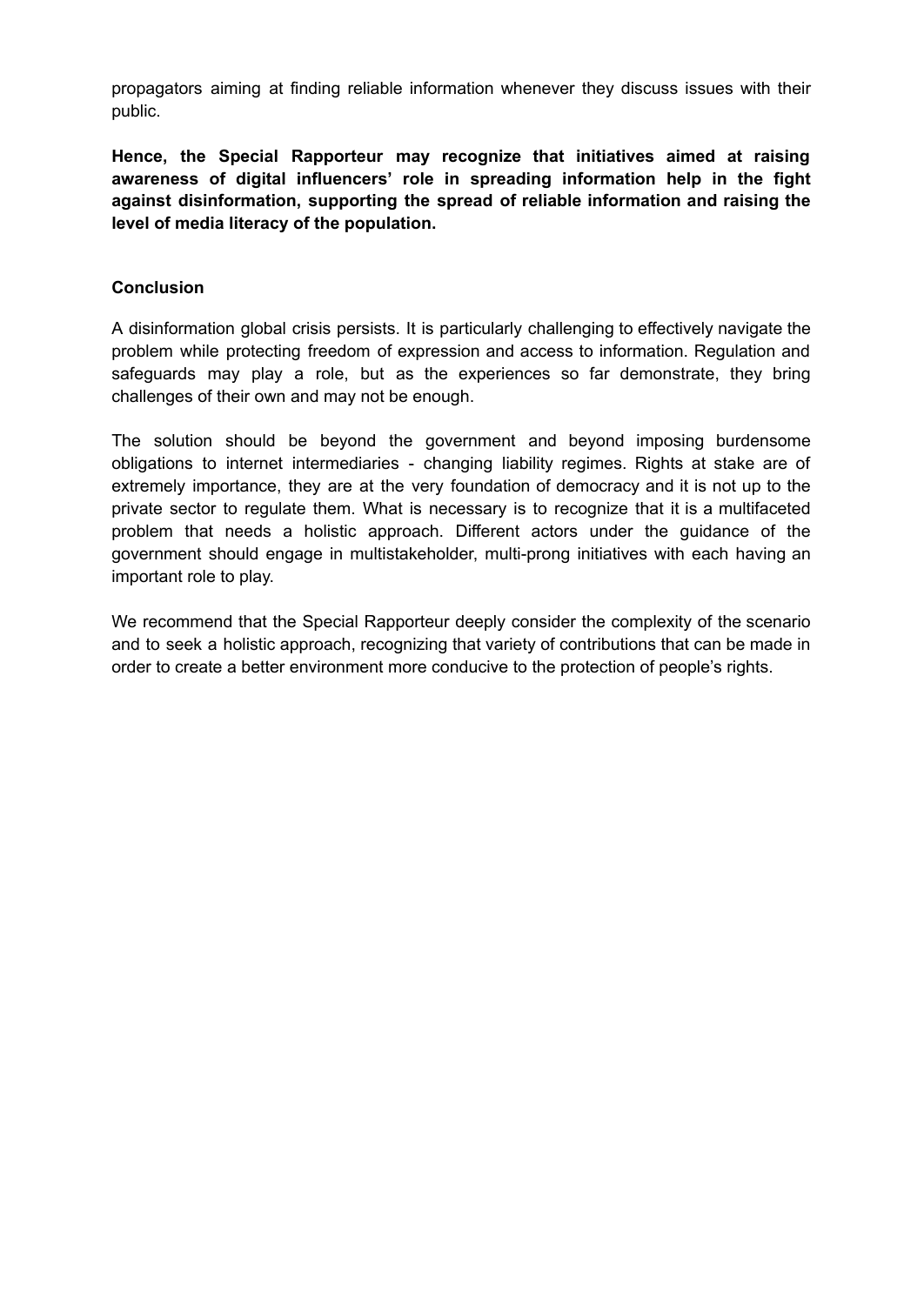propagators aiming at finding reliable information whenever they discuss issues with their public.

**Hence, the Special Rapporteur may recognize that initiatives aimed at raising awareness of digital influencers' role in spreading information help in the fight against disinformation, supporting the spread of reliable information and raising the level of media literacy of the population.**

**Conclusion**

A disinformation global crisis persists. It is particularly challenging to effectively navigate the problem while protecting freedom of expression and access to information. Regulation and safeguards may play a role, but as the experiences so far demonstrate, they bring challenges of their own and may not be enough.

The solution should be beyond the government and beyond imposing burdensome obligations to internet intermediaries - changing liability regimes. Rights at stake are of extremely importance, they are at the very foundation of democracy and it is not up to the private sector to regulate them. What is necessary is to recognize that it is a multifaceted problem that needs a holistic approach. Different actors under the guidance of the government should engage in multistakeholder, multi-prong initiatives with each having an important role to play.

We recommend that the Special Rapporteur deeply consider the complexity of the scenario and to seek a holistic approach, recognizing that variety of contributions that can be made in order to create a better environment more conducive to the protection of people's rights.